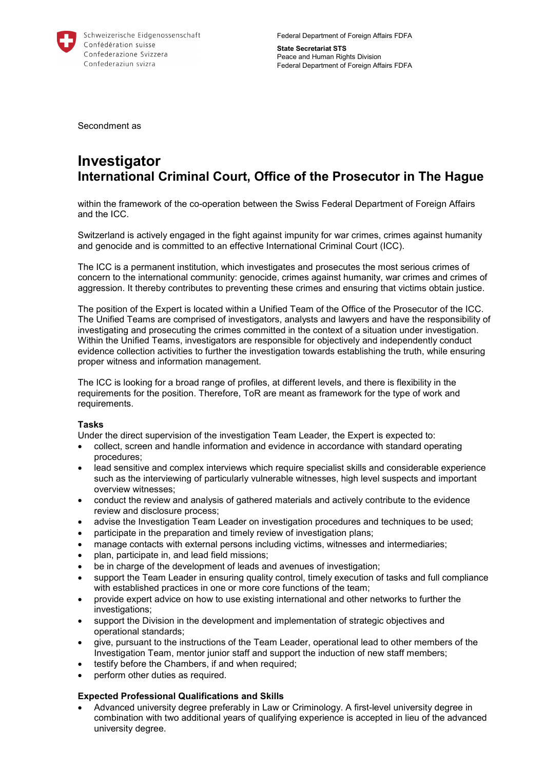Schweizerische Eidgenossenschaft
Confédération suisse
Confederazione Svizzera
Confederaziun svizra

Federal Department of Foreign Affairs FDFA

**State Secretariat STS**
Peace and Human Rights Division
Federal Department of Foreign Affairs FDFA

Secondment as

# Investigator
## International Criminal Court, Office of the Prosecutor in The Hague

within the framework of the co-operation between the Swiss Federal Department of Foreign Affairs and the ICC.

Switzerland is actively engaged in the fight against impunity for war crimes, crimes against humanity and genocide and is committed to an effective International Criminal Court (ICC).

The ICC is a permanent institution, which investigates and prosecutes the most serious crimes of concern to the international community: genocide, crimes against humanity, war crimes and crimes of aggression. It thereby contributes to preventing these crimes and ensuring that victims obtain justice.

The position of the Expert is located within a Unified Team of the Office of the Prosecutor of the ICC. The Unified Teams are comprised of investigators, analysts and lawyers and have the responsibility of investigating and prosecuting the crimes committed in the context of a situation under investigation. Within the Unified Teams, investigators are responsible for objectively and independently conduct evidence collection activities to further the investigation towards establishing the truth, while ensuring proper witness and information management.

The ICC is looking for a broad range of profiles, at different levels, and there is flexibility in the requirements for the position. Therefore, ToR are meant as framework for the type of work and requirements.

**Tasks**

Under the direct supervision of the investigation Team Leader, the Expert is expected to:

- collect, screen and handle information and evidence in accordance with standard operating procedures;
- lead sensitive and complex interviews which require specialist skills and considerable experience such as the interviewing of particularly vulnerable witnesses, high level suspects and important overview witnesses;
- conduct the review and analysis of gathered materials and actively contribute to the evidence review and disclosure process;
- advise the Investigation Team Leader on investigation procedures and techniques to be used;
- participate in the preparation and timely review of investigation plans;
- manage contacts with external persons including victims, witnesses and intermediaries;
- plan, participate in, and lead field missions;
- be in charge of the development of leads and avenues of investigation;
- support the Team Leader in ensuring quality control, timely execution of tasks and full compliance with established practices in one or more core functions of the team;
- provide expert advice on how to use existing international and other networks to further the investigations;
- support the Division in the development and implementation of strategic objectives and operational standards;
- give, pursuant to the instructions of the Team Leader, operational lead to other members of the Investigation Team, mentor junior staff and support the induction of new staff members;
- testify before the Chambers, if and when required;
- perform other duties as required.

**Expected Professional Qualifications and Skills**

- Advanced university degree preferably in Law or Criminology. A first-level university degree in combination with two additional years of qualifying experience is accepted in lieu of the advanced university degree.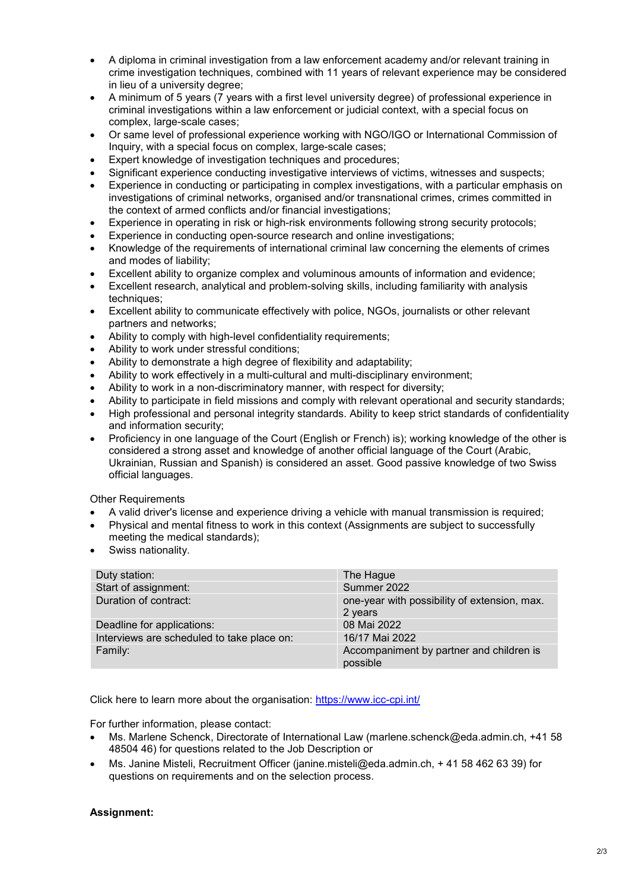- A diploma in criminal investigation from a law enforcement academy and/or relevant training in crime investigation techniques, combined with 11 years of relevant experience may be considered in lieu of a university degree;
- A minimum of 5 years (7 years with a first level university degree) of professional experience in criminal investigations within a law enforcement or judicial context, with a special focus on complex, large-scale cases;
- Or same level of professional experience working with NGO/IGO or International Commission of Inquiry, with a special focus on complex, large-scale cases;
- Expert knowledge of investigation techniques and procedures;
- Significant experience conducting investigative interviews of victims, witnesses and suspects;
- Experience in conducting or participating in complex investigations, with a particular emphasis on investigations of criminal networks, organised and/or transnational crimes, crimes committed in the context of armed conflicts and/or financial investigations;
- Experience in operating in risk or high-risk environments following strong security protocols;
- Experience in conducting open-source research and online investigations;
- Knowledge of the requirements of international criminal law concerning the elements of crimes and modes of liability;
- Excellent ability to organize complex and voluminous amounts of information and evidence;
- Excellent research, analytical and problem-solving skills, including familiarity with analysis techniques;
- Excellent ability to communicate effectively with police, NGOs, journalists or other relevant partners and networks;
- Ability to comply with high-level confidentiality requirements;
- Ability to work under stressful conditions;
- Ability to demonstrate a high degree of flexibility and adaptability;
- Ability to work effectively in a multi-cultural and multi-disciplinary environment;
- Ability to work in a non-discriminatory manner, with respect for diversity;
- Ability to participate in field missions and comply with relevant operational and security standards;
- High professional and personal integrity standards. Ability to keep strict standards of confidentiality and information security;
- Proficiency in one language of the Court (English or French) is); working knowledge of the other is considered a strong asset and knowledge of another official language of the Court (Arabic, Ukrainian, Russian and Spanish) is considered an asset. Good passive knowledge of two Swiss official languages.

Other Requirements

- A valid driver's license and experience driving a vehicle with manual transmission is required;
- Physical and mental fitness to work in this context (Assignments are subject to successfully meeting the medical standards);
- Swiss nationality.

| | |
|---|---|
| Duty station: | The Hague |
| Start of assignment: | Summer 2022 |
| Duration of contract: | one-year with possibility of extension, max. 2 years |
| Deadline for applications: | 08 Mai 2022 |
| Interviews are scheduled to take place on: | 16/17 Mai 2022 |
| Family: | Accompaniment by partner and children is possible |

Click here to learn more about the organisation: https://www.icc-cpi.int/

For further information, please contact:

- Ms. Marlene Schenck, Directorate of International Law (marlene.schenck@eda.admin.ch, +41 58 48504 46) for questions related to the Job Description or
- Ms. Janine Misteli, Recruitment Officer (janine.misteli@eda.admin.ch, + 41 58 462 63 39) for questions on requirements and on the selection process.

**Assignment:**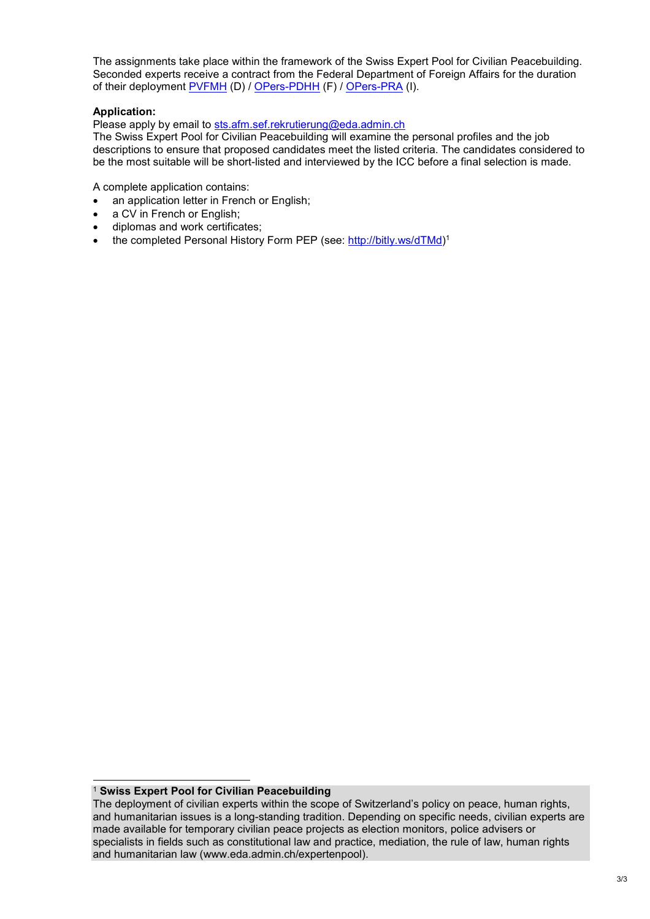The assignments take place within the framework of the Swiss Expert Pool for Civilian Peacebuilding. Seconded experts receive a contract from the Federal Department of Foreign Affairs for the duration of their deployment PVFMH (D) / OPers-PDHH (F) / OPers-PRA (I).

**Application:**

Please apply by email to sts.afm.sef.rekrutierung@eda.admin.ch

The Swiss Expert Pool for Civilian Peacebuilding will examine the personal profiles and the job descriptions to ensure that proposed candidates meet the listed criteria. The candidates considered to be the most suitable will be short-listed and interviewed by the ICC before a final selection is made.

A complete application contains:

- an application letter in French or English;
- a CV in French or English;
- diplomas and work certificates;
- the completed Personal History Form PEP (see: http://bitly.ws/dTMd)[1]

---

[1] **Swiss Expert Pool for Civilian Peacebuilding**

The deployment of civilian experts within the scope of Switzerland's policy on peace, human rights, and humanitarian issues is a long-standing tradition. Depending on specific needs, civilian experts are made available for temporary civilian peace projects as election monitors, police advisers or specialists in fields such as constitutional law and practice, mediation, the rule of law, human rights and humanitarian law (www.eda.admin.ch/expertenpool).